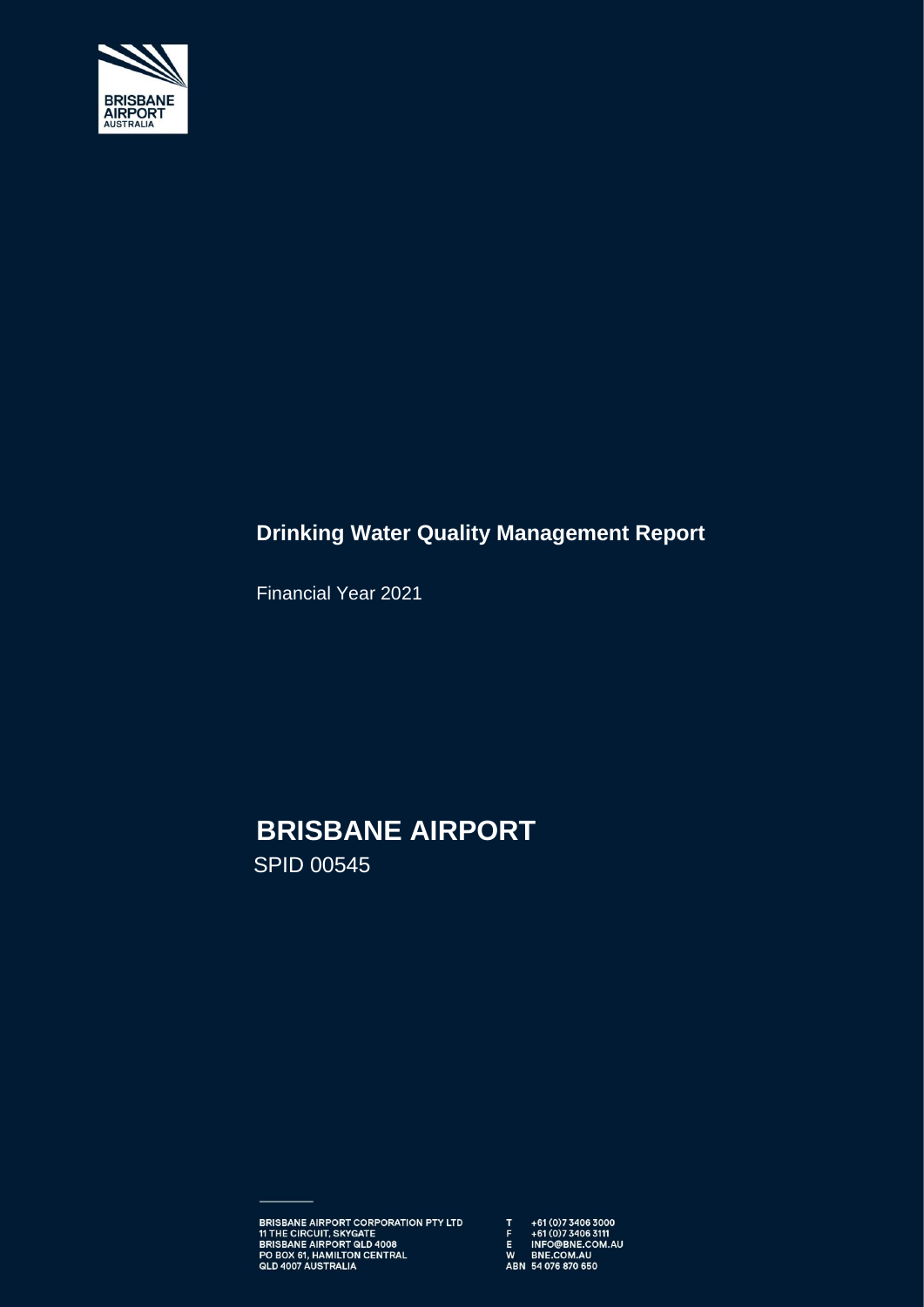# Drinking Water Quality Management Report

Financial Year 2021

# BRISBANE AIRPORT

SPID 00545

BRISBANE AIRPORT CORPORATION PTY LTD
11 THE CIRCUIT, SKYGATE
BRISBANE AIRPORT QLD 4008
PO BOX 61, HAMILTON CENTRAL
QLD 4007 AUSTRALIA

T +61 (0)7 3406 3000
F +61 (0)7 3406 3111
E INFO@BNE.COM.AU
W BNE.COM.AU
ABN 54 076 870 650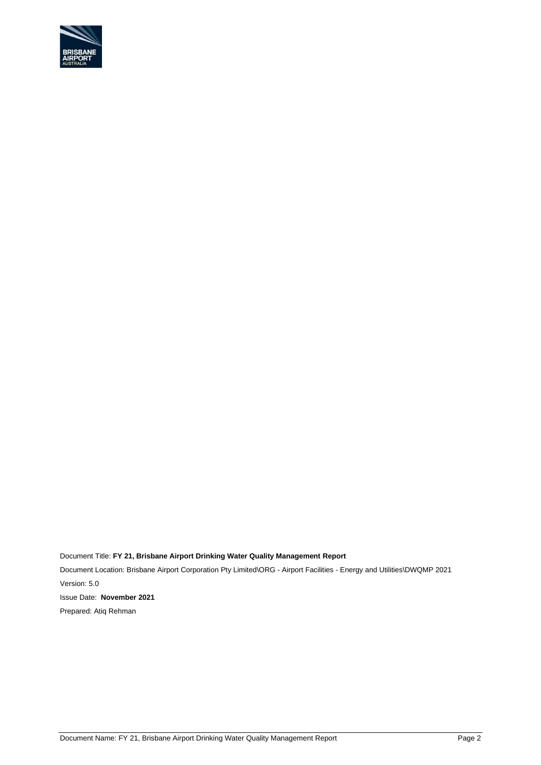Document Title: **FY 21, Brisbane Airport Drinking Water Quality Management Report**

Document Location: Brisbane Airport Corporation Pty Limited\ORG - Airport Facilities - Energy and Utilities\DWQMP 2021

Version: 5.0

Issue Date: **November 2021**

Prepared: Atiq Rehman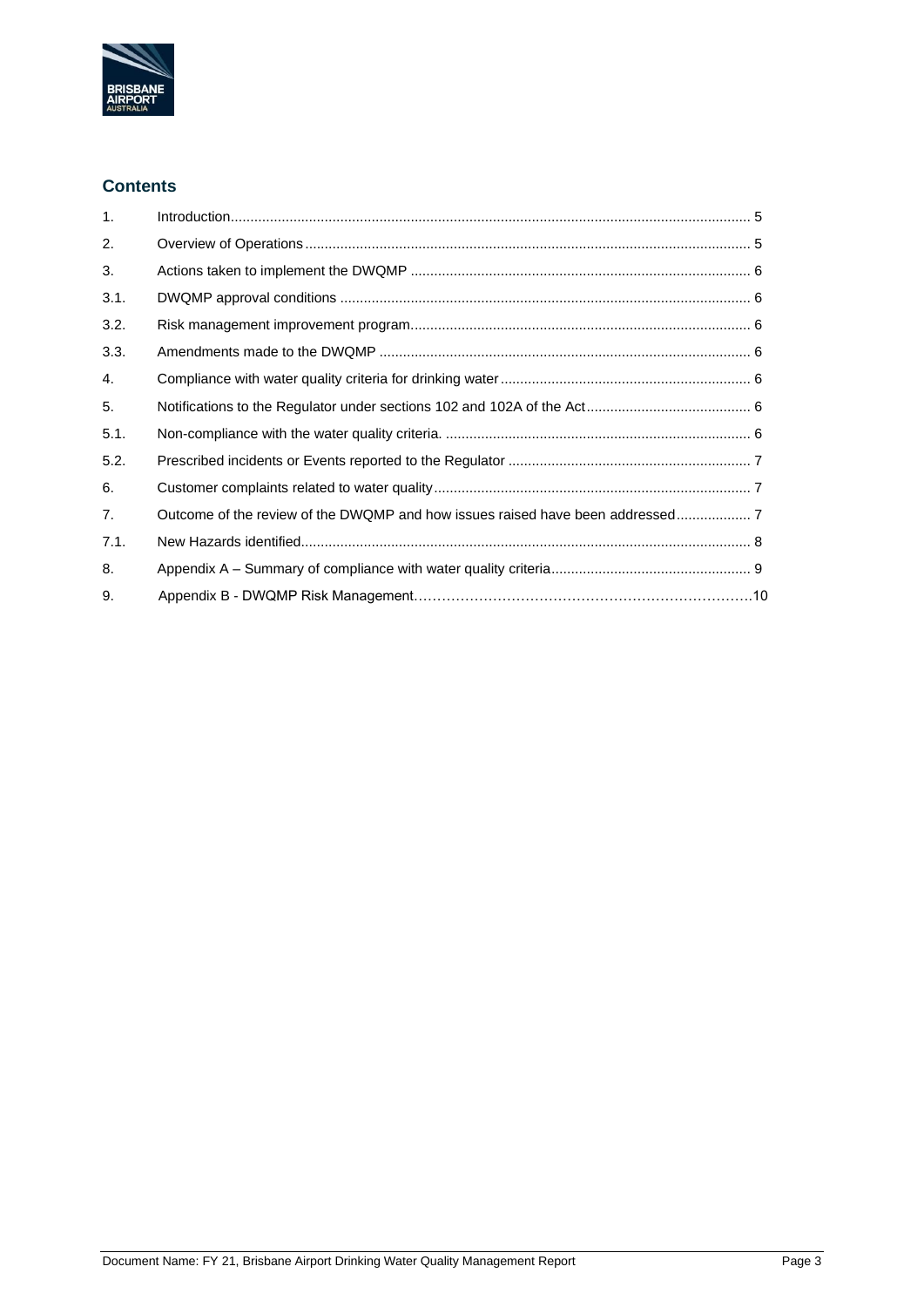## Contents

| | | |
|---|---|---|
| 1. | Introduction | 5 |
| 2. | Overview of Operations | 5 |
| 3. | Actions taken to implement the DWQMP | 6 |
| 3.1. | DWQMP approval conditions | 6 |
| 3.2. | Risk management improvement program | 6 |
| 3.3. | Amendments made to the DWQMP | 6 |
| 4. | Compliance with water quality criteria for drinking water | 6 |
| 5. | Notifications to the Regulator under sections 102 and 102A of the Act | 6 |
| 5.1. | Non-compliance with the water quality criteria. | 6 |
| 5.2. | Prescribed incidents or Events reported to the Regulator | 7 |
| 6. | Customer complaints related to water quality | 7 |
| 7. | Outcome of the review of the DWQMP and how issues raised have been addressed | 7 |
| 7.1. | New Hazards identified | 8 |
| 8. | Appendix A – Summary of compliance with water quality criteria | 9 |
| 9. | Appendix B - DWQMP Risk Management | 10 |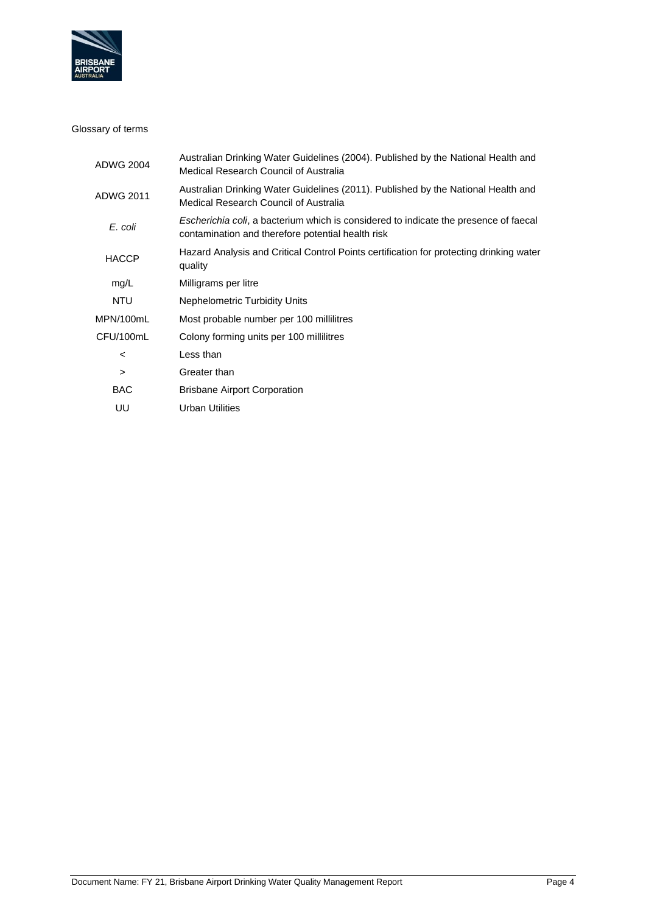Glossary of terms

| | |
|---|---|
| ADWG 2004 | Australian Drinking Water Guidelines (2004). Published by the National Health and Medical Research Council of Australia |
| ADWG 2011 | Australian Drinking Water Guidelines (2011). Published by the National Health and Medical Research Council of Australia |
| *E. coli* | *Escherichia coli*, a bacterium which is considered to indicate the presence of faecal contamination and therefore potential health risk |
| HACCP | Hazard Analysis and Critical Control Points certification for protecting drinking water quality |
| mg/L | Milligrams per litre |
| NTU | Nephelometric Turbidity Units |
| MPN/100mL | Most probable number per 100 millilitres |
| CFU/100mL | Colony forming units per 100 millilitres |
| < | Less than |
| > | Greater than |
| BAC | Brisbane Airport Corporation |
| UU | Urban Utilities |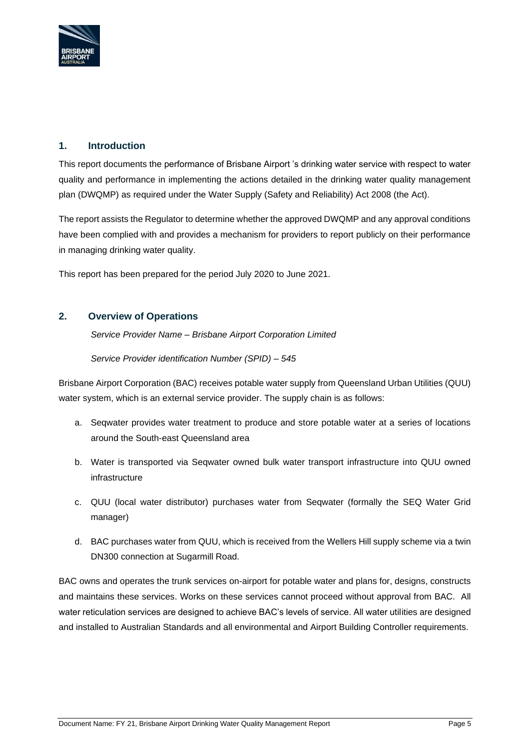## 1. Introduction

This report documents the performance of Brisbane Airport 's drinking water service with respect to water quality and performance in implementing the actions detailed in the drinking water quality management plan (DWQMP) as required under the Water Supply (Safety and Reliability) Act 2008 (the Act).

The report assists the Regulator to determine whether the approved DWQMP and any approval conditions have been complied with and provides a mechanism for providers to report publicly on their performance in managing drinking water quality.

This report has been prepared for the period July 2020 to June 2021.

## 2. Overview of Operations

*Service Provider Name – Brisbane Airport Corporation Limited*

*Service Provider identification Number (SPID) – 545*

Brisbane Airport Corporation (BAC) receives potable water supply from Queensland Urban Utilities (QUU) water system, which is an external service provider. The supply chain is as follows:

a. Seqwater provides water treatment to produce and store potable water at a series of locations around the South-east Queensland area

b. Water is transported via Seqwater owned bulk water transport infrastructure into QUU owned infrastructure

c. QUU (local water distributor) purchases water from Seqwater (formally the SEQ Water Grid manager)

d. BAC purchases water from QUU, which is received from the Wellers Hill supply scheme via a twin DN300 connection at Sugarmill Road.

BAC owns and operates the trunk services on-airport for potable water and plans for, designs, constructs and maintains these services. Works on these services cannot proceed without approval from BAC. All water reticulation services are designed to achieve BAC's levels of service. All water utilities are designed and installed to Australian Standards and all environmental and Airport Building Controller requirements.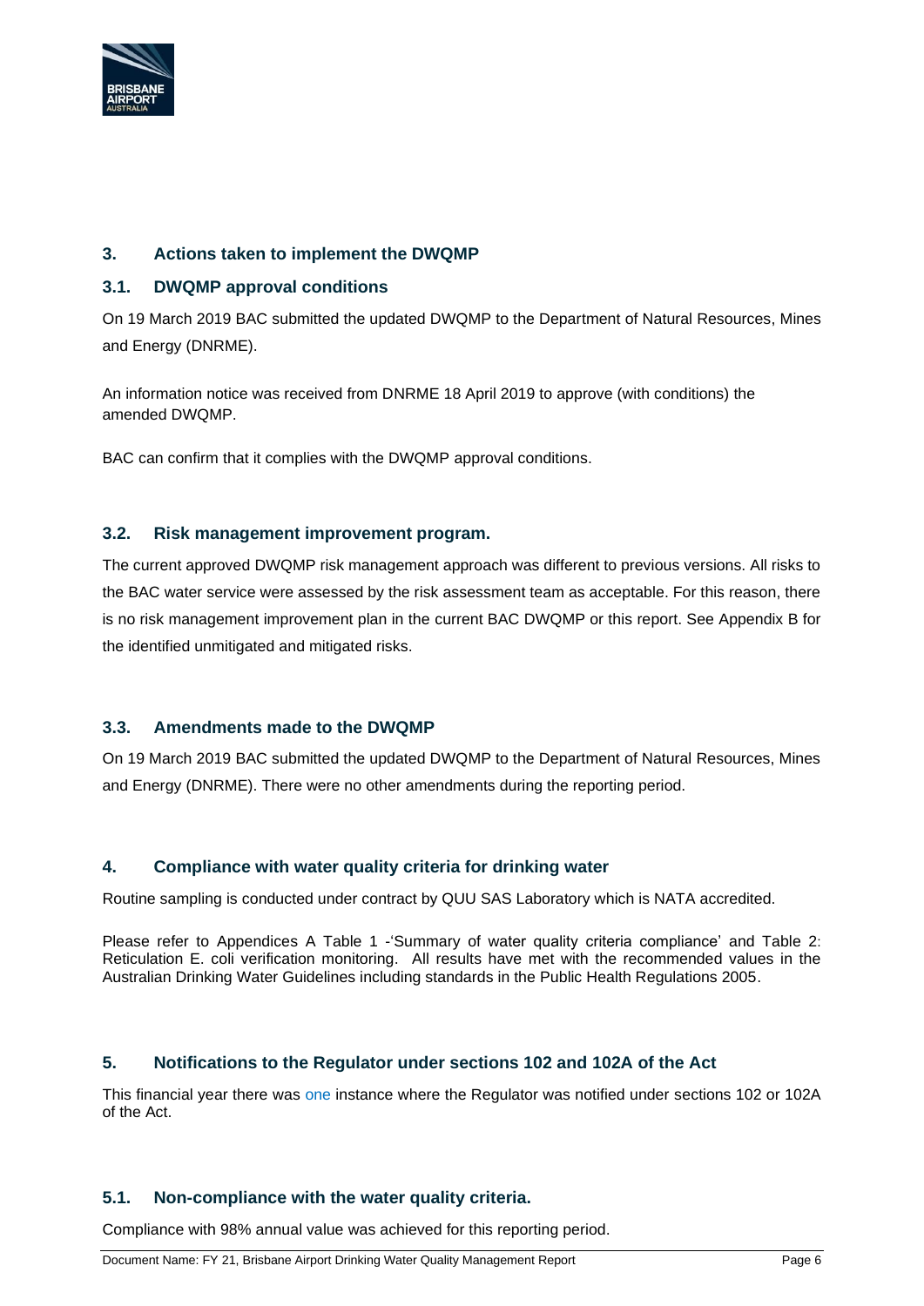## 3. Actions taken to implement the DWQMP

### 3.1. DWQMP approval conditions

On 19 March 2019 BAC submitted the updated DWQMP to the Department of Natural Resources, Mines and Energy (DNRME).

An information notice was received from DNRME 18 April 2019 to approve (with conditions) the amended DWQMP.

BAC can confirm that it complies with the DWQMP approval conditions.

### 3.2. Risk management improvement program.

The current approved DWQMP risk management approach was different to previous versions. All risks to the BAC water service were assessed by the risk assessment team as acceptable. For this reason, there is no risk management improvement plan in the current BAC DWQMP or this report. See Appendix B for the identified unmitigated and mitigated risks.

### 3.3. Amendments made to the DWQMP

On 19 March 2019 BAC submitted the updated DWQMP to the Department of Natural Resources, Mines and Energy (DNRME). There were no other amendments during the reporting period.

## 4. Compliance with water quality criteria for drinking water

Routine sampling is conducted under contract by QUU SAS Laboratory which is NATA accredited.

Please refer to Appendices A Table 1 -'Summary of water quality criteria compliance' and Table 2: Reticulation E. coli verification monitoring. All results have met with the recommended values in the Australian Drinking Water Guidelines including standards in the Public Health Regulations 2005.

## 5. Notifications to the Regulator under sections 102 and 102A of the Act

This financial year there was one instance where the Regulator was notified under sections 102 or 102A of the Act.

### 5.1. Non-compliance with the water quality criteria.

Compliance with 98% annual value was achieved for this reporting period.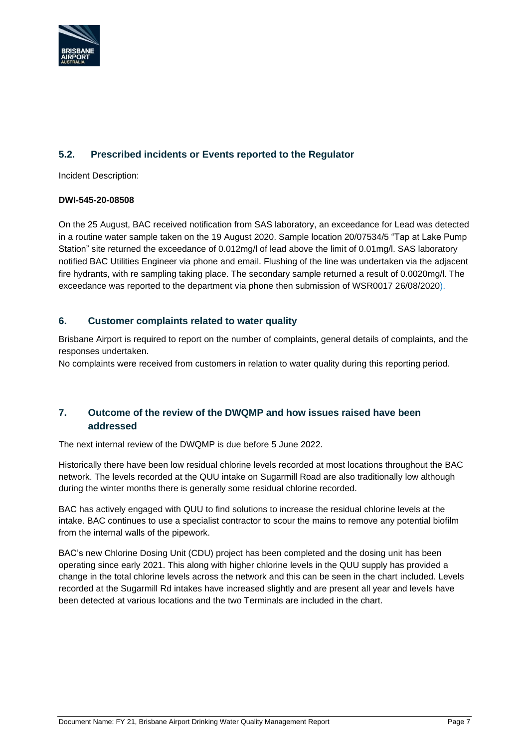## 5.2. Prescribed incidents or Events reported to the Regulator

Incident Description:

**DWI-545-20-08508**

On the 25 August, BAC received notification from SAS laboratory, an exceedance for Lead was detected in a routine water sample taken on the 19 August 2020. Sample location 20/07534/5 "Tap at Lake Pump Station" site returned the exceedance of 0.012mg/l of lead above the limit of 0.01mg/l. SAS laboratory notified BAC Utilities Engineer via phone and email. Flushing of the line was undertaken via the adjacent fire hydrants, with re sampling taking place. The secondary sample returned a result of 0.0020mg/l. The exceedance was reported to the department via phone then submission of WSR0017 26/08/2020).

## 6. Customer complaints related to water quality

Brisbane Airport is required to report on the number of complaints, general details of complaints, and the responses undertaken.

No complaints were received from customers in relation to water quality during this reporting period.

## 7. Outcome of the review of the DWQMP and how issues raised have been addressed

The next internal review of the DWQMP is due before 5 June 2022.

Historically there have been low residual chlorine levels recorded at most locations throughout the BAC network. The levels recorded at the QUU intake on Sugarmill Road are also traditionally low although during the winter months there is generally some residual chlorine recorded.

BAC has actively engaged with QUU to find solutions to increase the residual chlorine levels at the intake. BAC continues to use a specialist contractor to scour the mains to remove any potential biofilm from the internal walls of the pipework.

BAC's new Chlorine Dosing Unit (CDU) project has been completed and the dosing unit has been operating since early 2021. This along with higher chlorine levels in the QUU supply has provided a change in the total chlorine levels across the network and this can be seen in the chart included. Levels recorded at the Sugarmill Rd intakes have increased slightly and are present all year and levels have been detected at various locations and the two Terminals are included in the chart.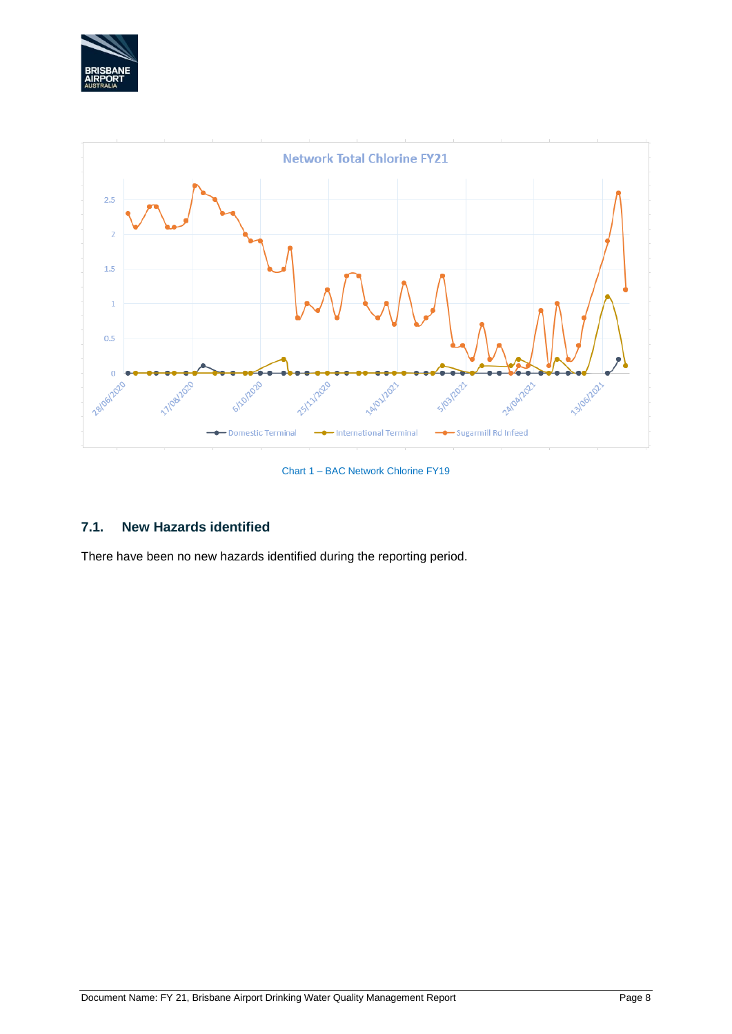Chart 1 – BAC Network Chlorine FY19

## 7.1. New Hazards identified

There have been no new hazards identified during the reporting period.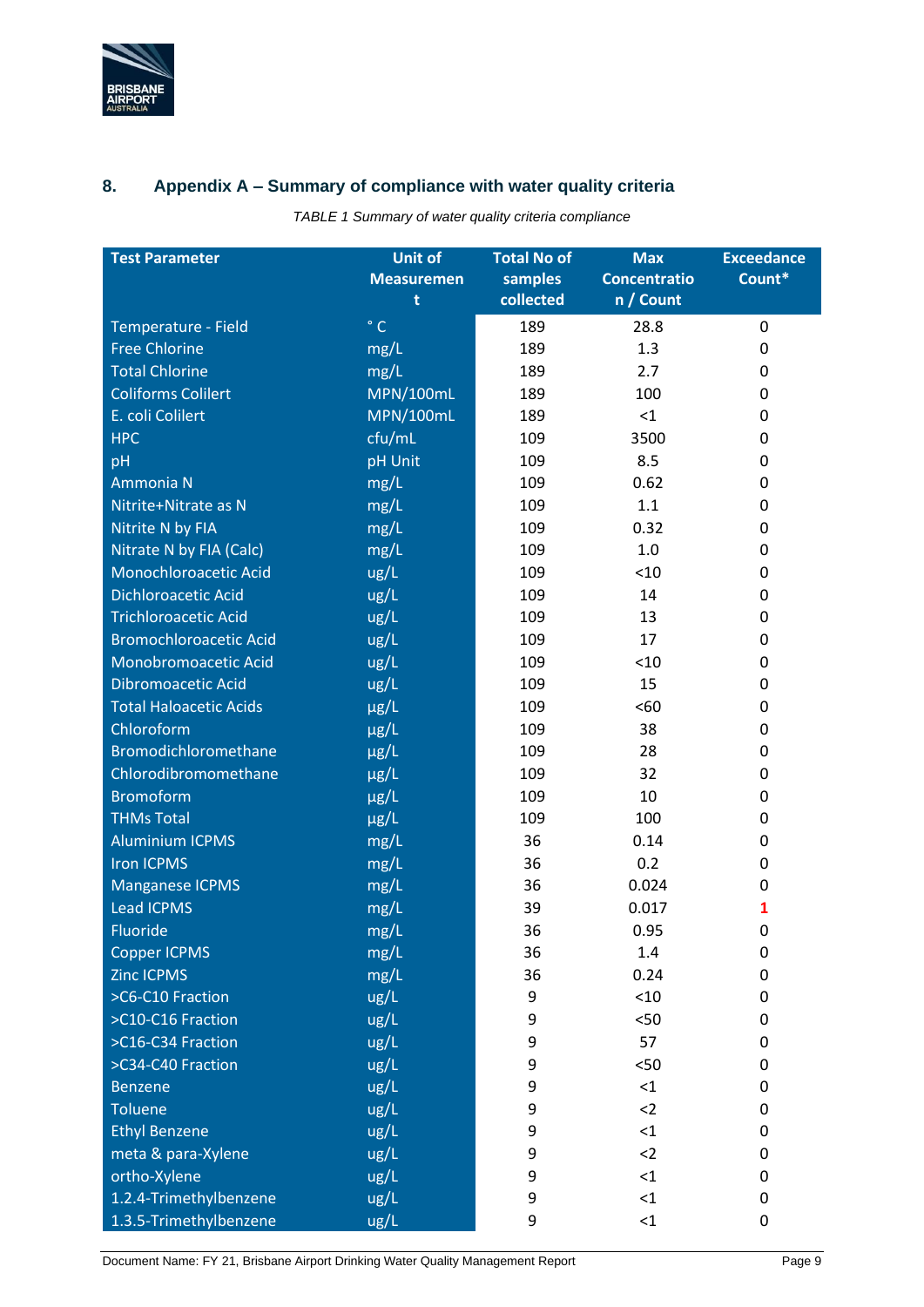## 8. Appendix A – Summary of compliance with water quality criteria

*TABLE 1 Summary of water quality criteria compliance*

| Test Parameter | Unit of Measurement | Total No of samples collected | Max Concentration / Count | Exceedance Count* |
|---|---|---|---|---|
| Temperature - Field | ° C | 189 | 28.8 | 0 |
| Free Chlorine | mg/L | 189 | 1.3 | 0 |
| Total Chlorine | mg/L | 189 | 2.7 | 0 |
| Coliforms Colilert | MPN/100mL | 189 | 100 | 0 |
| E. coli Colilert | MPN/100mL | 189 | <1 | 0 |
| HPC | cfu/mL | 109 | 3500 | 0 |
| pH | pH Unit | 109 | 8.5 | 0 |
| Ammonia N | mg/L | 109 | 0.62 | 0 |
| Nitrite+Nitrate as N | mg/L | 109 | 1.1 | 0 |
| Nitrite N by FIA | mg/L | 109 | 0.32 | 0 |
| Nitrate N by FIA (Calc) | mg/L | 109 | 1.0 | 0 |
| Monochloroacetic Acid | ug/L | 109 | <10 | 0 |
| Dichloroacetic Acid | ug/L | 109 | 14 | 0 |
| Trichloroacetic Acid | ug/L | 109 | 13 | 0 |
| Bromochloroacetic Acid | ug/L | 109 | 17 | 0 |
| Monobromoacetic Acid | ug/L | 109 | <10 | 0 |
| Dibromoacetic Acid | ug/L | 109 | 15 | 0 |
| Total Haloacetic Acids | µg/L | 109 | <60 | 0 |
| Chloroform | µg/L | 109 | 38 | 0 |
| Bromodichloromethane | µg/L | 109 | 28 | 0 |
| Chlorodibromomethane | µg/L | 109 | 32 | 0 |
| Bromoform | µg/L | 109 | 10 | 0 |
| THMs Total | µg/L | 109 | 100 | 0 |
| Aluminium ICPMS | mg/L | 36 | 0.14 | 0 |
| Iron ICPMS | mg/L | 36 | 0.2 | 0 |
| Manganese ICPMS | mg/L | 36 | 0.024 | 0 |
| Lead ICPMS | mg/L | 39 | 0.017 | **1** |
| Fluoride | mg/L | 36 | 0.95 | 0 |
| Copper ICPMS | mg/L | 36 | 1.4 | 0 |
| Zinc ICPMS | mg/L | 36 | 0.24 | 0 |
| >C6-C10 Fraction | ug/L | 9 | <10 | 0 |
| >C10-C16 Fraction | ug/L | 9 | <50 | 0 |
| >C16-C34 Fraction | ug/L | 9 | 57 | 0 |
| >C34-C40 Fraction | ug/L | 9 | <50 | 0 |
| Benzene | ug/L | 9 | <1 | 0 |
| Toluene | ug/L | 9 | <2 | 0 |
| Ethyl Benzene | ug/L | 9 | <1 | 0 |
| meta & para-Xylene | ug/L | 9 | <2 | 0 |
| ortho-Xylene | ug/L | 9 | <1 | 0 |
| 1.2.4-Trimethylbenzene | ug/L | 9 | <1 | 0 |
| 1.3.5-Trimethylbenzene | ug/L | 9 | <1 | 0 |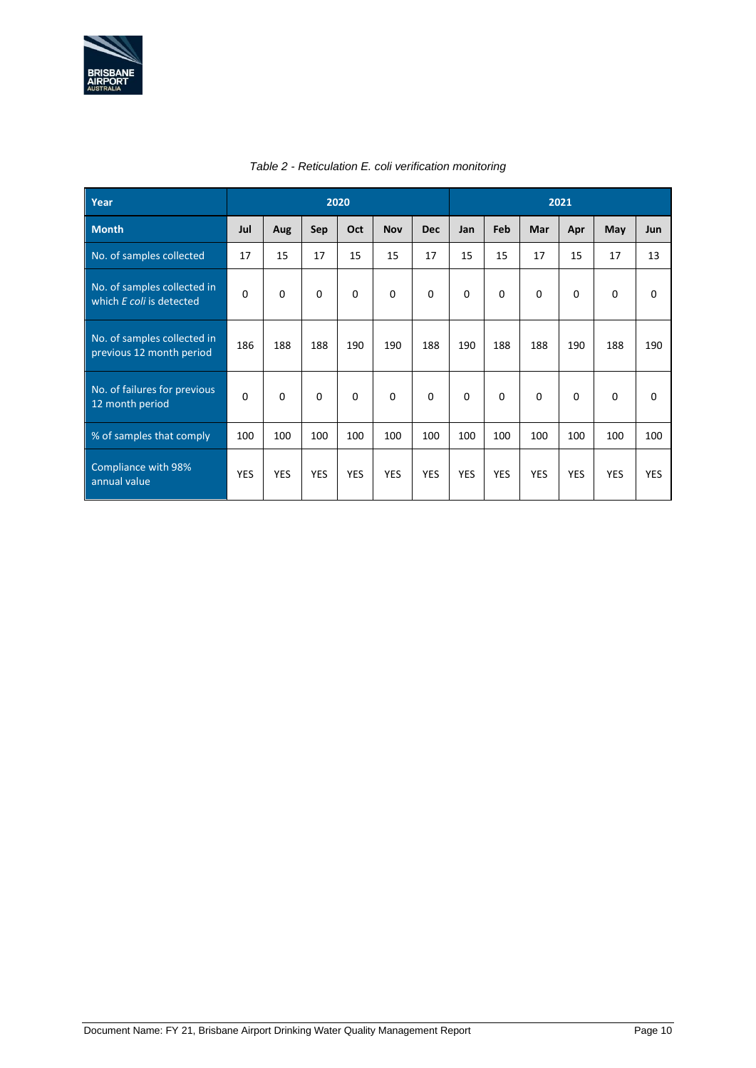*Table 2 - Reticulation E. coli verification monitoring*

| Year | 2020 | | | | | | 2021 | | | | | |
|---|---|---|---|---|---|---|---|---|---|---|---|---|
| Month | Jul | Aug | Sep | Oct | Nov | Dec | Jan | Feb | Mar | Apr | May | Jun |
| No. of samples collected | 17 | 15 | 17 | 15 | 15 | 17 | 15 | 15 | 17 | 15 | 17 | 13 |
| No. of samples collected in which *E coli* is detected | 0 | 0 | 0 | 0 | 0 | 0 | 0 | 0 | 0 | 0 | 0 | 0 |
| No. of samples collected in previous 12 month period | 186 | 188 | 188 | 190 | 190 | 188 | 190 | 188 | 188 | 190 | 188 | 190 |
| No. of failures for previous 12 month period | 0 | 0 | 0 | 0 | 0 | 0 | 0 | 0 | 0 | 0 | 0 | 0 |
| % of samples that comply | 100 | 100 | 100 | 100 | 100 | 100 | 100 | 100 | 100 | 100 | 100 | 100 |
| Compliance with 98% annual value | YES | YES | YES | YES | YES | YES | YES | YES | YES | YES | YES | YES |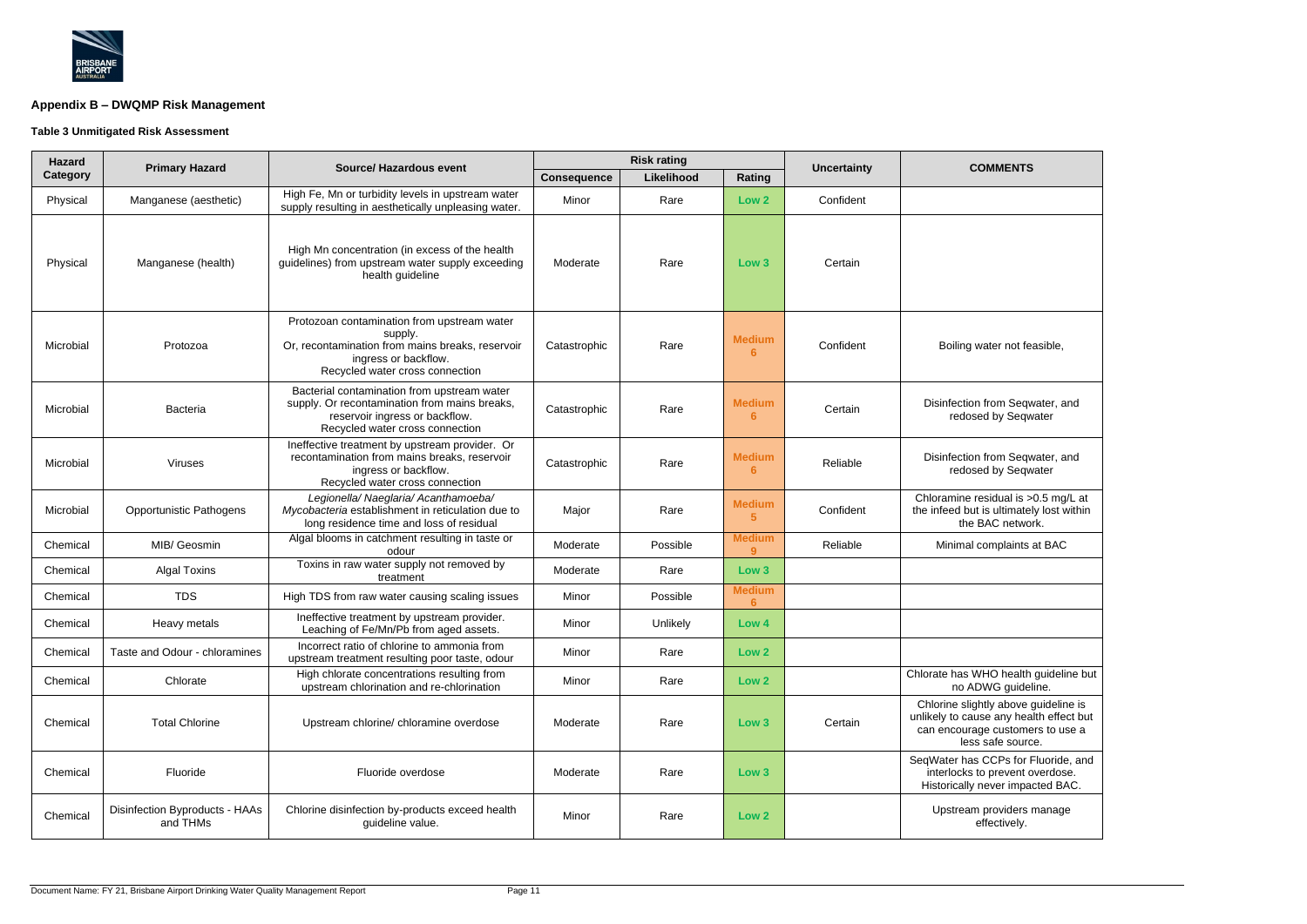## Appendix B – DWQMP Risk Management

### Table 3 Unmitigated Risk Assessment

| Hazard Category | Primary Hazard | Source/ Hazardous event | Risk rating | | | Uncertainty | COMMENTS |
|---|---|---|---|---|---|---|---|
| | | | Consequence | Likelihood | Rating | | |
| Physical | Manganese (aesthetic) | High Fe, Mn or turbidity levels in upstream water supply resulting in aesthetically unpleasing water. | Minor | Rare | Low 2 | Confident | |
| Physical | Manganese (health) | High Mn concentration (in excess of the health guidelines) from upstream water supply exceeding health guideline | Moderate | Rare | Low 3 | Certain | |
| Microbial | Protozoa | Protozoan contamination from upstream water supply. Or, recontamination from mains breaks, reservoir ingress or backflow. Recycled water cross connection | Catastrophic | Rare | Medium 6 | Confident | Boiling water not feasible, |
| Microbial | Bacteria | Bacterial contamination from upstream water supply. Or recontamination from mains breaks, reservoir ingress or backflow. Recycled water cross connection | Catastrophic | Rare | Medium 6 | Certain | Disinfection from Seqwater, and redosed by Seqwater |
| Microbial | Viruses | Ineffective treatment by upstream provider. Or recontamination from mains breaks, reservoir ingress or backflow. Recycled water cross connection | Catastrophic | Rare | Medium 6 | Reliable | Disinfection from Seqwater, and redosed by Seqwater |
| Microbial | Opportunistic Pathogens | *Legionella/ Naeglaria/ Acanthamoeba/ Mycobacteria* establishment in reticulation due to long residence time and loss of residual | Major | Rare | Medium 5 | Confident | Chloramine residual is >0.5 mg/L at the infeed but is ultimately lost within the BAC network. |
| Chemical | MIB/ Geosmin | Algal blooms in catchment resulting in taste or odour | Moderate | Possible | Medium 9 | Reliable | Minimal complaints at BAC |
| Chemical | Algal Toxins | Toxins in raw water supply not removed by treatment | Moderate | Rare | Low 3 | | |
| Chemical | TDS | High TDS from raw water causing scaling issues | Minor | Possible | Medium 6 | | |
| Chemical | Heavy metals | Ineffective treatment by upstream provider. Leaching of Fe/Mn/Pb from aged assets. | Minor | Unlikely | Low 4 | | |
| Chemical | Taste and Odour - chloramines | Incorrect ratio of chlorine to ammonia from upstream treatment resulting poor taste, odour | Minor | Rare | Low 2 | | |
| Chemical | Chlorate | High chlorate concentrations resulting from upstream chlorination and re-chlorination | Minor | Rare | Low 2 | | Chlorate has WHO health guideline but no ADWG guideline. |
| Chemical | Total Chlorine | Upstream chlorine/ chloramine overdose | Moderate | Rare | Low 3 | Certain | Chlorine slightly above guideline is unlikely to cause any health effect but can encourage customers to use a less safe source. |
| Chemical | Fluoride | Fluoride overdose | Moderate | Rare | Low 3 | | SeqWater has CCPs for Fluoride, and interlocks to prevent overdose. Historically never impacted BAC. |
| Chemical | Disinfection Byproducts - HAAs and THMs | Chlorine disinfection by-products exceed health guideline value. | Minor | Rare | Low 2 | | Upstream providers manage effectively. |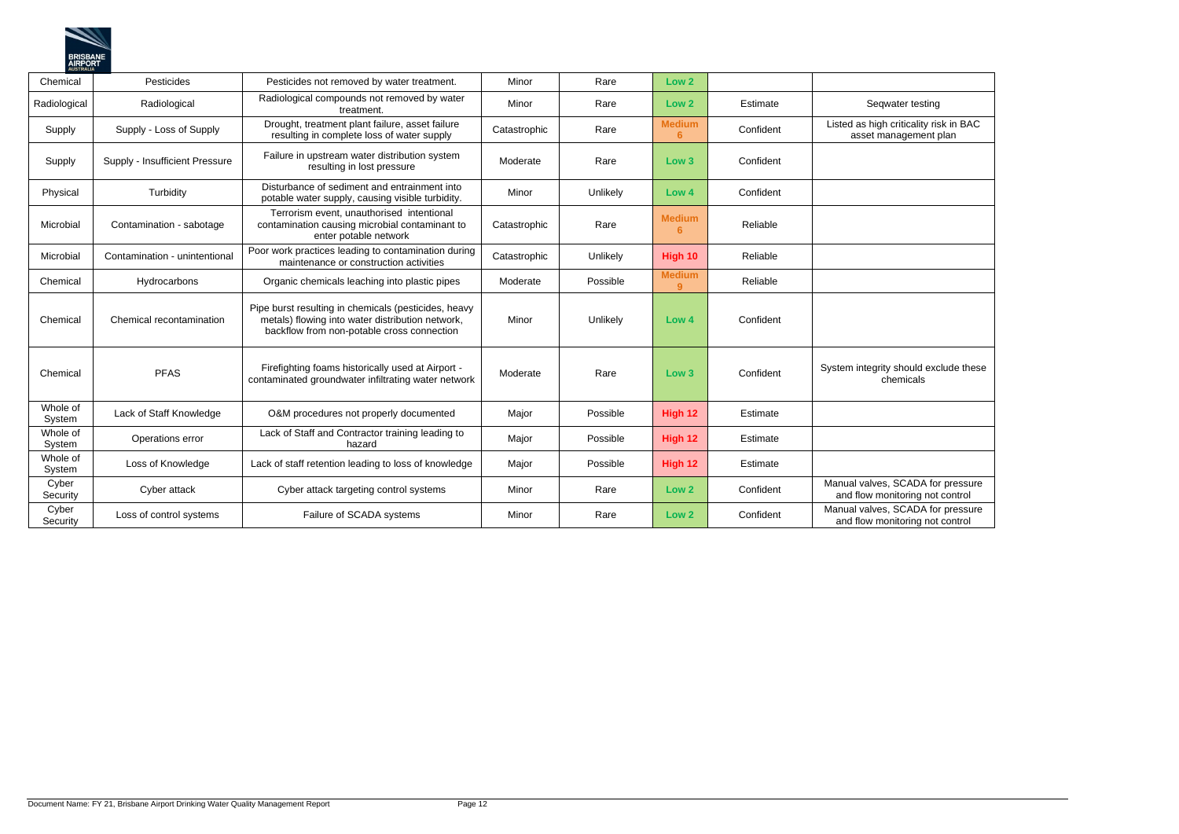| | | | | | | | |
|---|---|---|---|---|---|---|---|
| Chemical | Pesticides | Pesticides not removed by water treatment. | Minor | Rare | **Low 2** | | |
| Radiological | Radiological | Radiological compounds not removed by water treatment. | Minor | Rare | **Low 2** | Estimate | Seqwater testing |
| Supply | Supply - Loss of Supply | Drought, treatment plant failure, asset failure resulting in complete loss of water supply | Catastrophic | Rare | **Medium 6** | Confident | Listed as high criticality risk in BAC asset management plan |
| Supply | Supply - Insufficient Pressure | Failure in upstream water distribution system resulting in lost pressure | Moderate | Rare | **Low 3** | Confident | |
| Physical | Turbidity | Disturbance of sediment and entrainment into potable water supply, causing visible turbidity. | Minor | Unlikely | **Low 4** | Confident | |
| Microbial | Contamination - sabotage | Terrorism event, unauthorised intentional contamination causing microbial contaminant to enter potable network | Catastrophic | Rare | **Medium 6** | Reliable | |
| Microbial | Contamination - unintentional | Poor work practices leading to contamination during maintenance or construction activities | Catastrophic | Unlikely | **High 10** | Reliable | |
| Chemical | Hydrocarbons | Organic chemicals leaching into plastic pipes | Moderate | Possible | **Medium 9** | Reliable | |
| Chemical | Chemical recontamination | Pipe burst resulting in chemicals (pesticides, heavy metals) flowing into water distribution network, backflow from non-potable cross connection | Minor | Unlikely | **Low 4** | Confident | |
| Chemical | PFAS | Firefighting foams historically used at Airport - contaminated groundwater infiltrating water network | Moderate | Rare | **Low 3** | Confident | System integrity should exclude these chemicals |
| Whole of System | Lack of Staff Knowledge | O&M procedures not properly documented | Major | Possible | **High 12** | Estimate | |
| Whole of System | Operations error | Lack of Staff and Contractor training leading to hazard | Major | Possible | **High 12** | Estimate | |
| Whole of System | Loss of Knowledge | Lack of staff retention leading to loss of knowledge | Major | Possible | **High 12** | Estimate | |
| Cyber Security | Cyber attack | Cyber attack targeting control systems | Minor | Rare | **Low 2** | Confident | Manual valves, SCADA for pressure and flow monitoring not control |
| Cyber Security | Loss of control systems | Failure of SCADA systems | Minor | Rare | **Low 2** | Confident | Manual valves, SCADA for pressure and flow monitoring not control |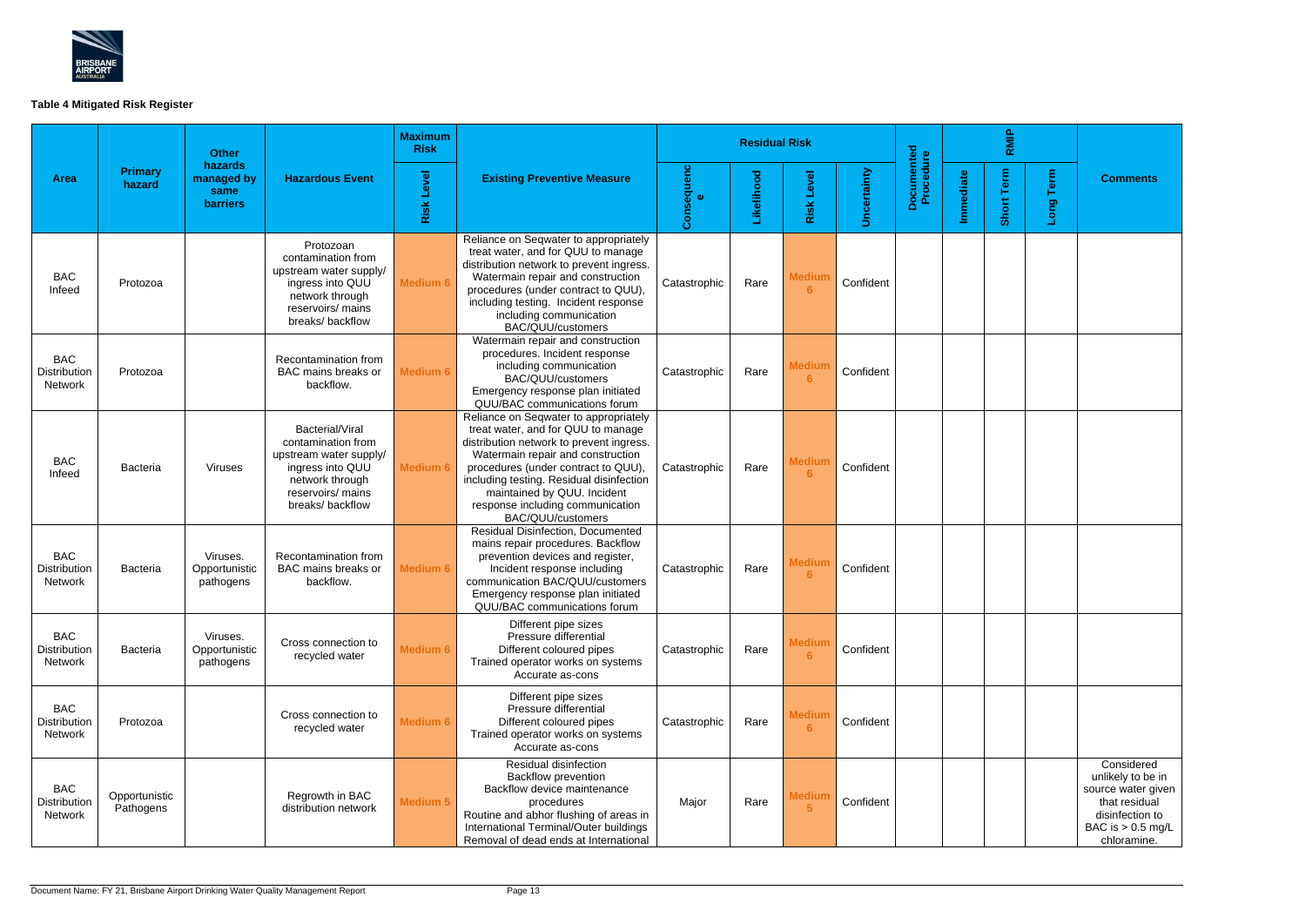**Table 4 Mitigated Risk Register**

| Area | Primary hazard | Other hazards managed by same barriers | Hazardous Event | Maximum Risk | Existing Preventive Measure | Residual Risk | | | | Documented Procedure | RMIP | | | Comments |
|---|---|---|---|---|---|---|---|---|---|---|---|---|---|---|
| | | | | Risk Level | | Consequence | Likelihood | Risk Level | Uncertainty | | Immediate | Short Term | Long Term | |
| BAC Infeed | Protozoa | | Protozoan contamination from upstream water supply/ ingress into QUU network through reservoirs/ mains breaks/ backflow | Medium 6 | Reliance on Seqwater to appropriately treat water, and for QUU to manage distribution network to prevent ingress. Watermain repair and construction procedures (under contract to QUU), including testing. Incident response including communication BAC/QUU/customers | Catastrophic | Rare | Medium 6 | Confident | | | | | |
| BAC Distribution Network | Protozoa | | Recontamination from BAC mains breaks or backflow. | Medium 6 | Watermain repair and construction procedures. Incident response including communication BAC/QUU/customers Emergency response plan initiated QUU/BAC communications forum | Catastrophic | Rare | Medium 6 | Confident | | | | | |
| BAC Infeed | Bacteria | Viruses | Bacterial/Viral contamination from upstream water supply/ ingress into QUU network through reservoirs/ mains breaks/ backflow | Medium 6 | Reliance on Seqwater to appropriately treat water, and for QUU to manage distribution network to prevent ingress. Watermain repair and construction procedures (under contract to QUU), including testing. Residual disinfection maintained by QUU. Incident response including communication BAC/QUU/customers | Catastrophic | Rare | Medium 6 | Confident | | | | | |
| BAC Distribution Network | Bacteria | Viruses. Opportunistic pathogens | Recontamination from BAC mains breaks or backflow. | Medium 6 | Residual Disinfection, Documented mains repair procedures. Backflow prevention devices and register, Incident response including communication BAC/QUU/customers Emergency response plan initiated QUU/BAC communications forum | Catastrophic | Rare | Medium 6 | Confident | | | | | |
| BAC Distribution Network | Bacteria | Viruses. Opportunistic pathogens | Cross connection to recycled water | Medium 6 | Different pipe sizes Pressure differential Different coloured pipes Trained operator works on systems Accurate as-cons | Catastrophic | Rare | Medium 6 | Confident | | | | | |
| BAC Distribution Network | Protozoa | | Cross connection to recycled water | Medium 6 | Different pipe sizes Pressure differential Different coloured pipes Trained operator works on systems Accurate as-cons | Catastrophic | Rare | Medium 6 | Confident | | | | | |
| BAC Distribution Network | Opportunistic Pathogens | | Regrowth in BAC distribution network | Medium 5 | Residual disinfection Backflow prevention Backflow device maintenance procedures Routine and abhor flushing of areas in International Terminal/Outer buildings Removal of dead ends at International | Major | Rare | Medium 5 | Confident | | | | | Considered unlikely to be in source water given that residual disinfection to BAC is > 0.5 mg/L chloramine. |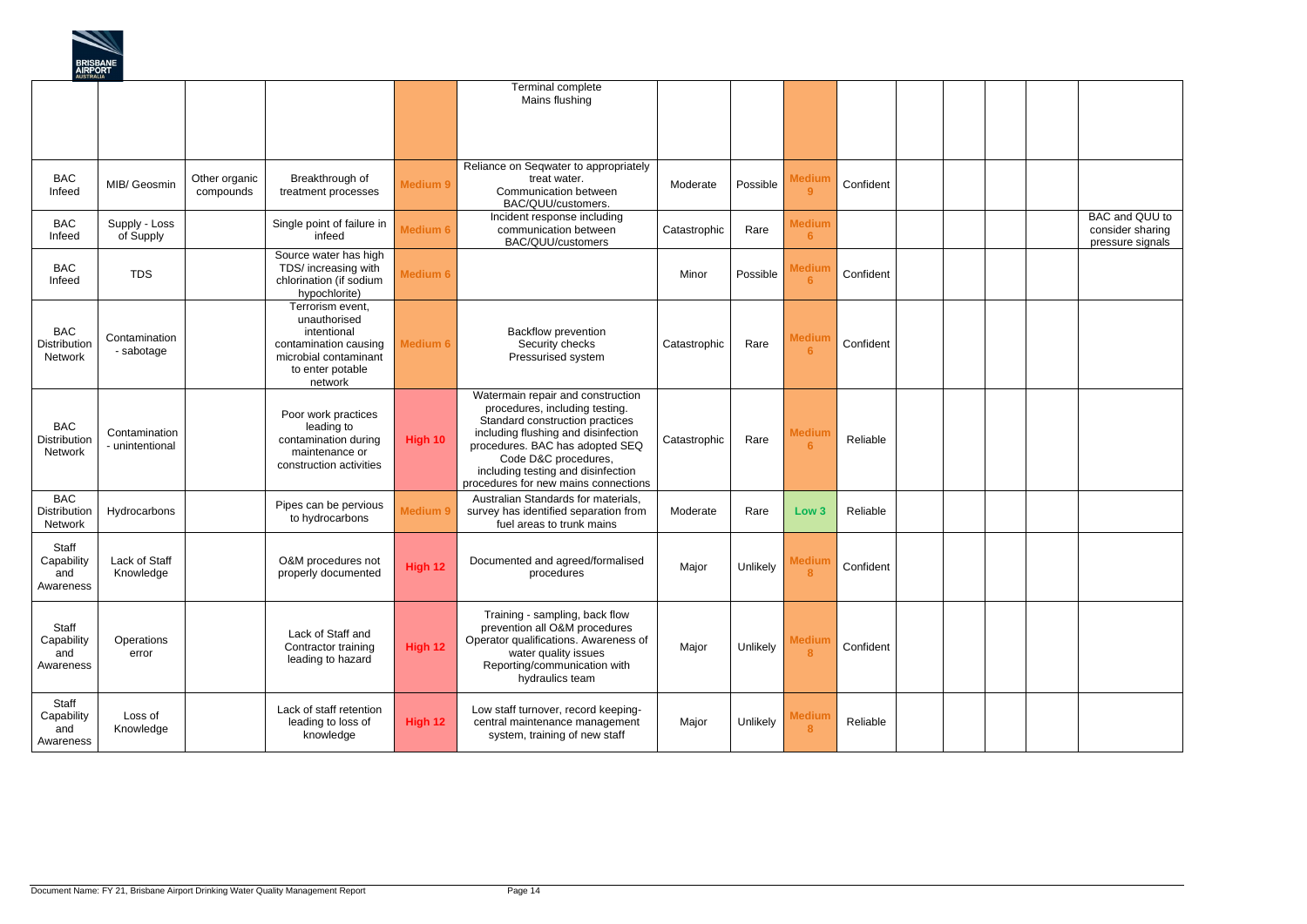| | | | | | | | | | | | | | | |
|---|---|---|---|---|---|---|---|---|---|---|---|---|---|---|
| | | | | | Terminal complete<br>Mains flushing | | | | | | | | | |
| BAC Infeed | MIB/ Geosmin | Other organic compounds | Breakthrough of treatment processes | Medium 9 | Reliance on Seqwater to appropriately treat water.<br>Communication between BAC/QUU/customers. | Moderate | Possible | Medium 9 | Confident | | | | | |
| BAC Infeed | Supply - Loss of Supply | | Single point of failure in infeed | Medium 6 | Incident response including communication between BAC/QUU/customers | Catastrophic | Rare | Medium 6 | | | | | | BAC and QUU to consider sharing pressure signals |
| BAC Infeed | TDS | | Source water has high TDS/ increasing with chlorination (if sodium hypochlorite) | Medium 6 | | Minor | Possible | Medium 6 | Confident | | | | | |
| BAC Distribution Network | Contamination - sabotage | | Terrorism event, unauthorised intentional contamination causing microbial contaminant to enter potable network | Medium 6 | Backflow prevention<br>Security checks<br>Pressurised system | Catastrophic | Rare | Medium 6 | Confident | | | | | |
| BAC Distribution Network | Contamination - unintentional | | Poor work practices leading to contamination during maintenance or construction activities | High 10 | Watermain repair and construction procedures, including testing. Standard construction practices including flushing and disinfection procedures. BAC has adopted SEQ Code D&C procedures, including testing and disinfection procedures for new mains connections | Catastrophic | Rare | Medium 6 | Reliable | | | | | |
| BAC Distribution Network | Hydrocarbons | | Pipes can be pervious to hydrocarbons | Medium 9 | Australian Standards for materials, survey has identified separation from fuel areas to trunk mains | Moderate | Rare | Low 3 | Reliable | | | | | |
| Staff Capability and Awareness | Lack of Staff Knowledge | | O&M procedures not properly documented | High 12 | Documented and agreed/formalised procedures | Major | Unlikely | Medium 8 | Confident | | | | | |
| Staff Capability and Awareness | Operations error | | Lack of Staff and Contractor training leading to hazard | High 12 | Training - sampling, back flow prevention all O&M procedures Operator qualifications. Awareness of water quality issues Reporting/communication with hydraulics team | Major | Unlikely | Medium 8 | Confident | | | | | |
| Staff Capability and Awareness | Loss of Knowledge | | Lack of staff retention leading to loss of knowledge | High 12 | Low staff turnover, record keeping- central maintenance management system, training of new staff | Major | Unlikely | Medium 8 | Reliable | | | | | |